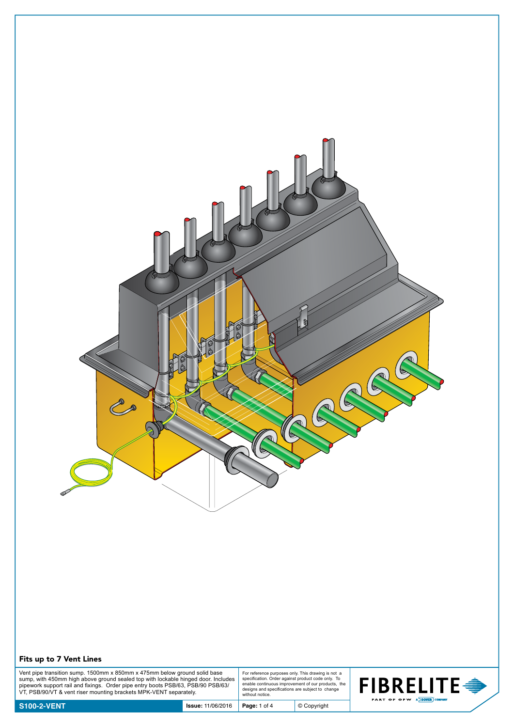## Fits up to 7 Vent Lines

Vent pipe transition sump. 1500mm x 850mm x 475mm below ground solid base sump, with 450mm high above ground sealed top with lockable hinged door. Includes pipework support rail and fixings. Order pipe entry boots PSB/63, PSB/90 PSB/63/VT, PSB/90/VT & vent riser mounting brackets MPK-VENT separately.

For reference purposes only. This drawing is not a specification. Order against product code only. To enable continuous improvement of our products, the designs and specifications are subject to change without notice.

**S100-2-VENT** | **Issue:** 11/06/2016 | **Page:** 1 of 4 | © Copyright

FIBRELITE
PART OF OPW A DOVER COMPANY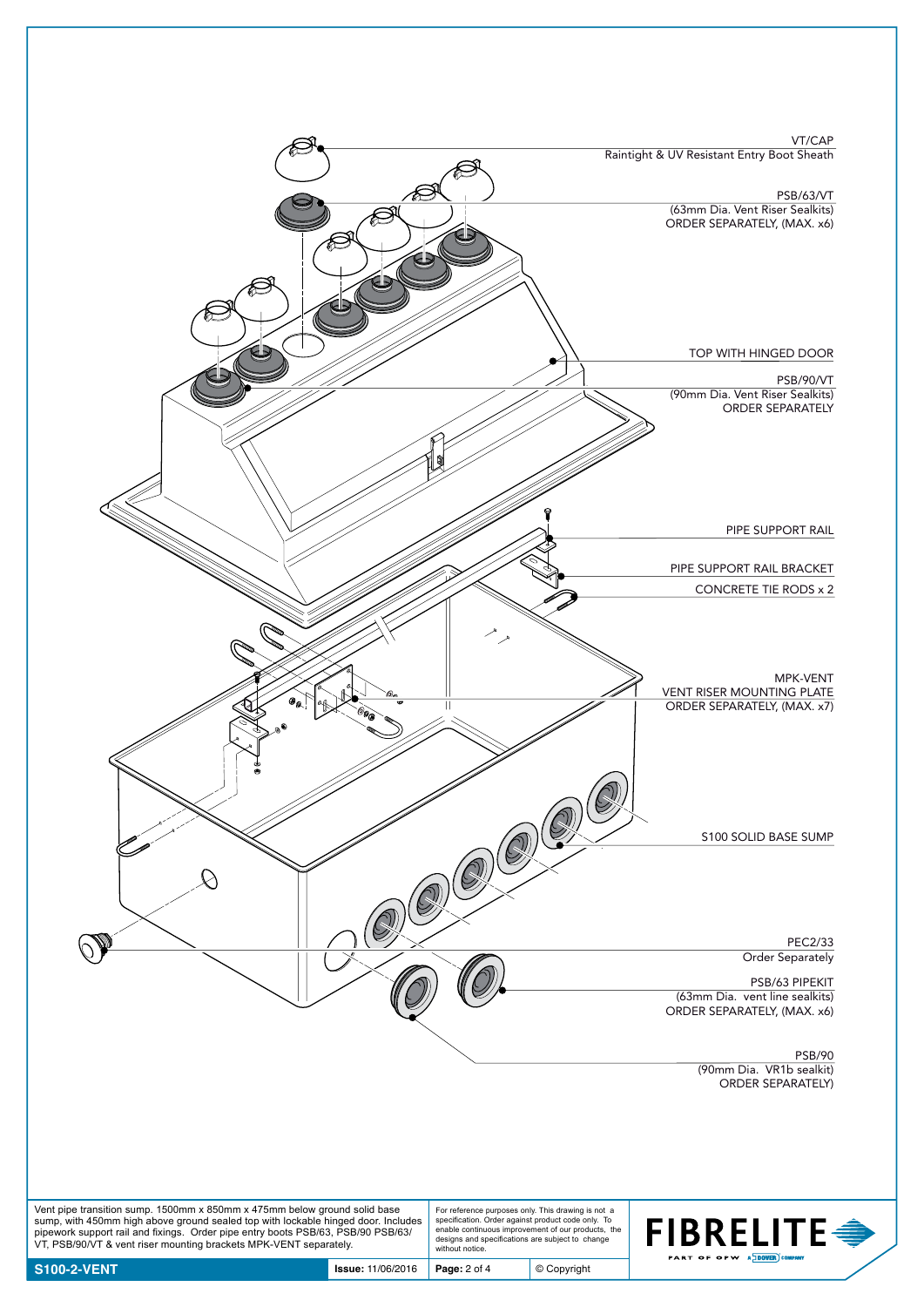VT/CAP
Raintight & UV Resistant Entry Boot Sheath

PSB/63/VT
(63mm Dia. Vent Riser Sealkits)
ORDER SEPARATELY, (MAX. x6)

TOP WITH HINGED DOOR

PSB/90/VT
(90mm Dia. Vent Riser Sealkits)
ORDER SEPARATELY

PIPE SUPPORT RAIL

PIPE SUPPORT RAIL BRACKET

CONCRETE TIE RODS x 2

MPK-VENT
VENT RISER MOUNTING PLATE
ORDER SEPARATELY, (MAX. x7)

S100 SOLID BASE SUMP

PEC2/33
Order Separately

PSB/63 PIPEKIT
(63mm Dia. vent line sealkits)
ORDER SEPARATELY, (MAX. x6)

PSB/90
(90mm Dia. VR1b sealkit)
ORDER SEPARATELY)

Vent pipe transition sump. 1500mm x 850mm x 475mm below ground solid base sump, with 450mm high above ground sealed top with lockable hinged door. Includes pipework support rail and fixings. Order pipe entry boots PSB/63, PSB/90 PSB/63/VT, PSB/90/VT & vent riser mounting brackets MPK-VENT separately.

For reference purposes only. This drawing is not a specification. Order against product code only. To enable continuous improvement of our products, the designs and specifications are subject to change without notice.

FIBRELITE
PART OF OPW A DOVER COMPANY

**S100-2-VENT** | **Issue:** 11/06/2016 | © Copyright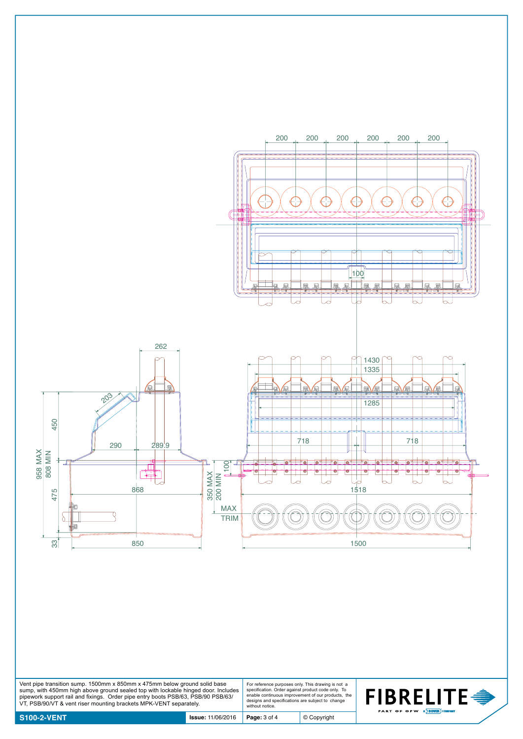200 200 200 200 200 200

100

262

1430

1335

203

1285

450

958 MAX

808 MIN

290

289.9

718

718

100

350 MAX

200 MIN

868

1518

475

MAX

TRIM

33

850

1500

Vent pipe transition sump. 1500mm x 850mm x 475mm below ground solid base sump, with 450mm high above ground sealed top with lockable hinged door. Includes pipework support rail and fixings. Order pipe entry boots PSB/63, PSB/90 PSB/63/VT, PSB/90/VT & vent riser mounting brackets MPK-VENT separately.

For reference purposes only. This drawing is not a specification. Order against product code only. To enable continuous improvement of our products, the designs and specifications are subject to change without notice.

FIBRELITE

PART OF OPW A DOVER COMPANY

**S100-2-VENT**

**Issue:** 11/06/2016

**Page:** 3 of 4

© Copyright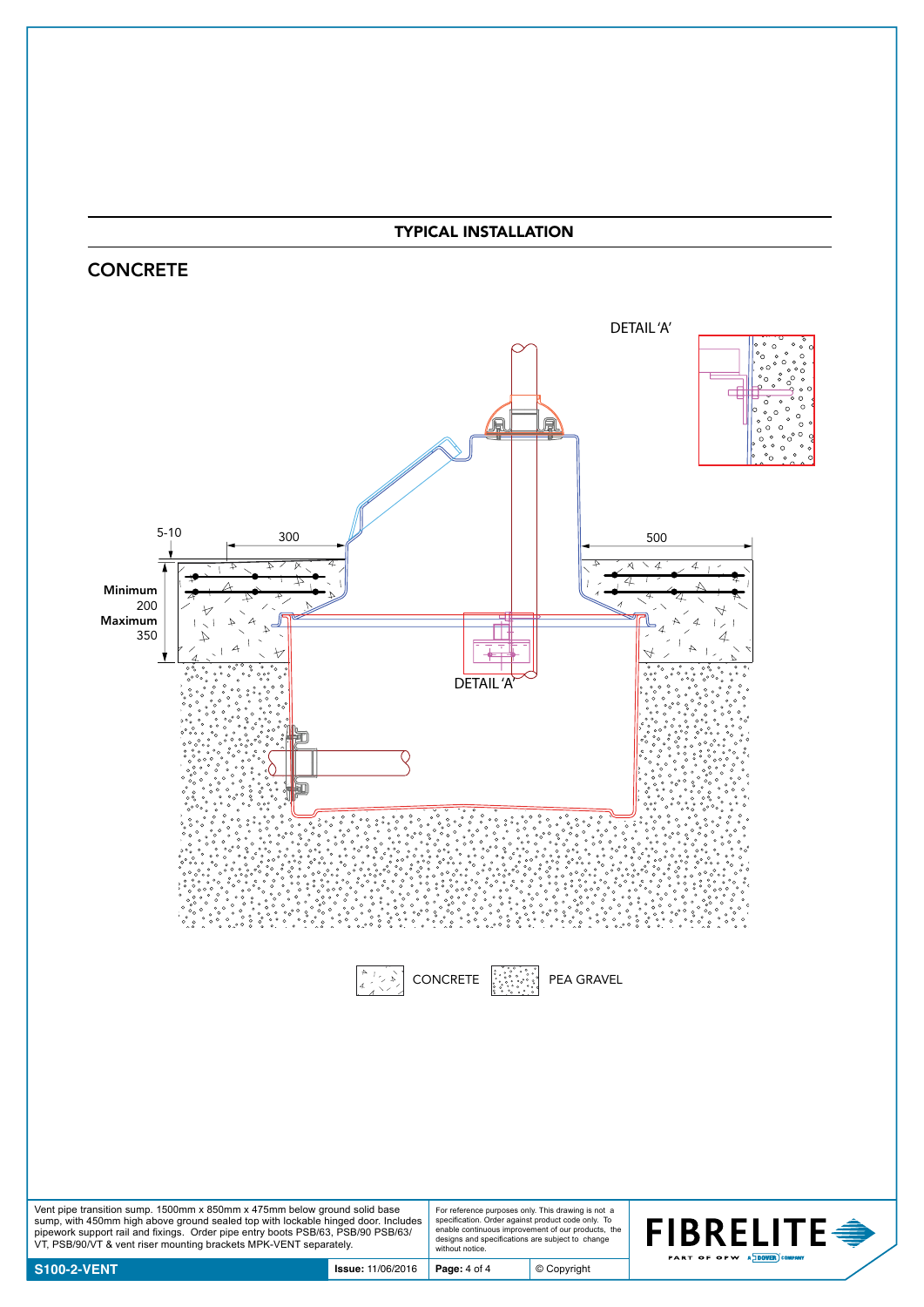## TYPICAL INSTALLATION

## CONCRETE

DETAIL 'A'

5-10

300

500

Minimum
200
Maximum
350

DETAIL 'A'

CONCRETE

PEA GRAVEL

Vent pipe transition sump. 1500mm x 850mm x 475mm below ground solid base sump, with 450mm high above ground sealed top with lockable hinged door. Includes pipework support rail and fixings. Order pipe entry boots PSB/63, PSB/90 PSB/63/VT, PSB/90/VT & vent riser mounting brackets MPK-VENT separately.

For reference purposes only. This drawing is not a specification. Order against product code only. To enable continuous improvement of our products, the designs and specifications are subject to change without notice.

FIBRELITE
PART OF OPW A DOVER COMPANY

**S100-2-VENT**

**Issue:** 11/06/2016

© Copyright